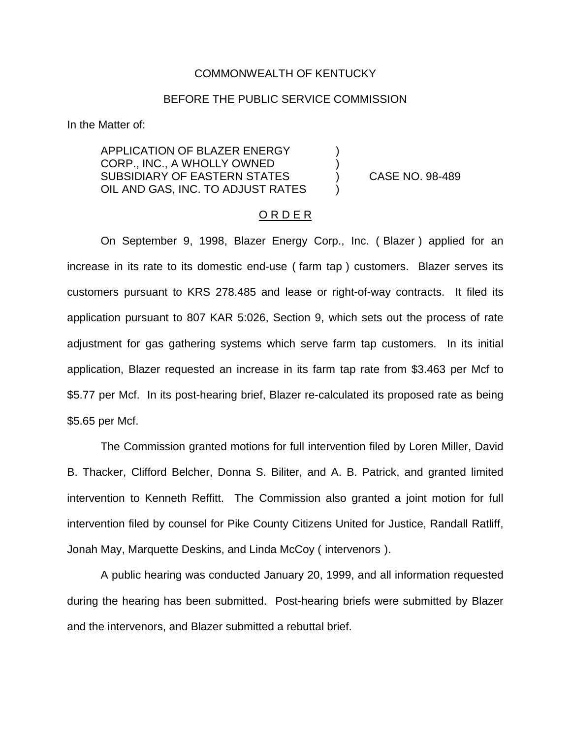COMMONWEALTH OF KENTUCKY

BEFORE THE PUBLIC SERVICE COMMISSION

In the Matter of:

| | | |
|---|---|---|
| APPLICATION OF BLAZER ENERGY CORP., INC., A WHOLLY OWNED SUBSIDIARY OF EASTERN STATES OIL AND GAS, INC. TO ADJUST RATES | ) | CASE NO. 98-489 |

O R D E R

On September 9, 1998, Blazer Energy Corp., Inc. ( Blazer ) applied for an increase in its rate to its domestic end-use ( farm tap ) customers. Blazer serves its customers pursuant to KRS 278.485 and lease or right-of-way contracts. It filed its application pursuant to 807 KAR 5:026, Section 9, which sets out the process of rate adjustment for gas gathering systems which serve farm tap customers. In its initial application, Blazer requested an increase in its farm tap rate from $3.463 per Mcf to $5.77 per Mcf. In its post-hearing brief, Blazer re-calculated its proposed rate as being $5.65 per Mcf.

The Commission granted motions for full intervention filed by Loren Miller, David B. Thacker, Clifford Belcher, Donna S. Biliter, and A. B. Patrick, and granted limited intervention to Kenneth Reffitt. The Commission also granted a joint motion for full intervention filed by counsel for Pike County Citizens United for Justice, Randall Ratliff, Jonah May, Marquette Deskins, and Linda McCoy ( intervenors ).

A public hearing was conducted January 20, 1999, and all information requested during the hearing has been submitted. Post-hearing briefs were submitted by Blazer and the intervenors, and Blazer submitted a rebuttal brief.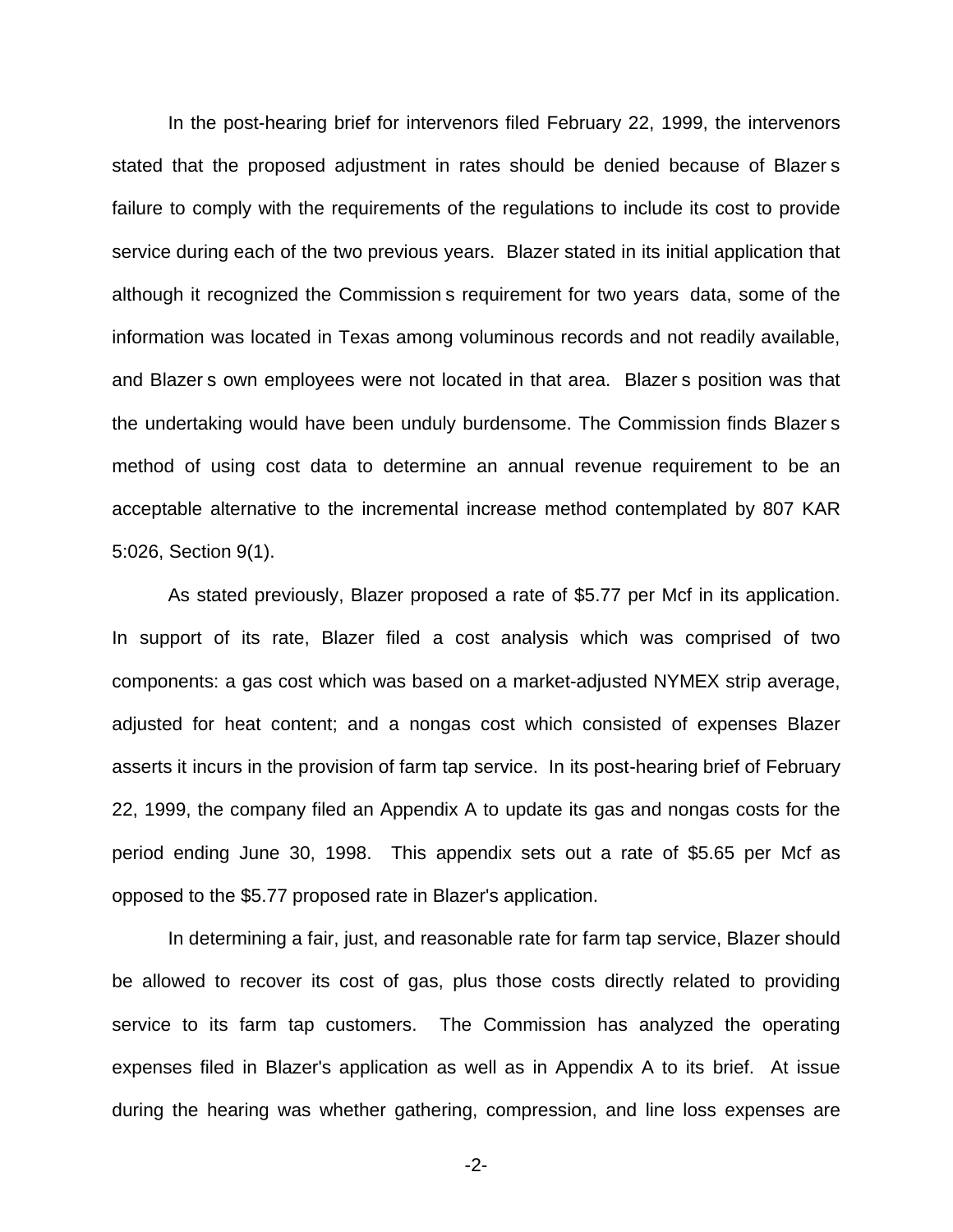In the post-hearing brief for intervenors filed February 22, 1999, the intervenors stated that the proposed adjustment in rates should be denied because of Blazer s failure to comply with the requirements of the regulations to include its cost to provide service during each of the two previous years. Blazer stated in its initial application that although it recognized the Commission s requirement for two years data, some of the information was located in Texas among voluminous records and not readily available, and Blazer s own employees were not located in that area. Blazer s position was that the undertaking would have been unduly burdensome. The Commission finds Blazer s method of using cost data to determine an annual revenue requirement to be an acceptable alternative to the incremental increase method contemplated by 807 KAR 5:026, Section 9(1).

As stated previously, Blazer proposed a rate of $5.77 per Mcf in its application. In support of its rate, Blazer filed a cost analysis which was comprised of two components: a gas cost which was based on a market-adjusted NYMEX strip average, adjusted for heat content; and a nongas cost which consisted of expenses Blazer asserts it incurs in the provision of farm tap service. In its post-hearing brief of February 22, 1999, the company filed an Appendix A to update its gas and nongas costs for the period ending June 30, 1998. This appendix sets out a rate of $5.65 per Mcf as opposed to the $5.77 proposed rate in Blazer's application.

In determining a fair, just, and reasonable rate for farm tap service, Blazer should be allowed to recover its cost of gas, plus those costs directly related to providing service to its farm tap customers. The Commission has analyzed the operating expenses filed in Blazer's application as well as in Appendix A to its brief. At issue during the hearing was whether gathering, compression, and line loss expenses are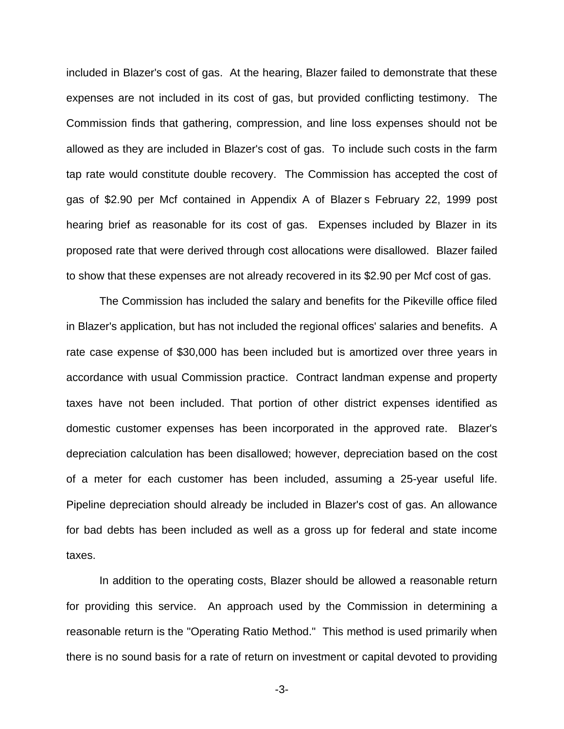included in Blazer's cost of gas. At the hearing, Blazer failed to demonstrate that these expenses are not included in its cost of gas, but provided conflicting testimony. The Commission finds that gathering, compression, and line loss expenses should not be allowed as they are included in Blazer's cost of gas. To include such costs in the farm tap rate would constitute double recovery. The Commission has accepted the cost of gas of $2.90 per Mcf contained in Appendix A of Blazer s February 22, 1999 post hearing brief as reasonable for its cost of gas. Expenses included by Blazer in its proposed rate that were derived through cost allocations were disallowed. Blazer failed to show that these expenses are not already recovered in its $2.90 per Mcf cost of gas.

The Commission has included the salary and benefits for the Pikeville office filed in Blazer's application, but has not included the regional offices' salaries and benefits. A rate case expense of $30,000 has been included but is amortized over three years in accordance with usual Commission practice. Contract landman expense and property taxes have not been included. That portion of other district expenses identified as domestic customer expenses has been incorporated in the approved rate. Blazer's depreciation calculation has been disallowed; however, depreciation based on the cost of a meter for each customer has been included, assuming a 25-year useful life. Pipeline depreciation should already be included in Blazer's cost of gas. An allowance for bad debts has been included as well as a gross up for federal and state income taxes.

In addition to the operating costs, Blazer should be allowed a reasonable return for providing this service. An approach used by the Commission in determining a reasonable return is the "Operating Ratio Method." This method is used primarily when there is no sound basis for a rate of return on investment or capital devoted to providing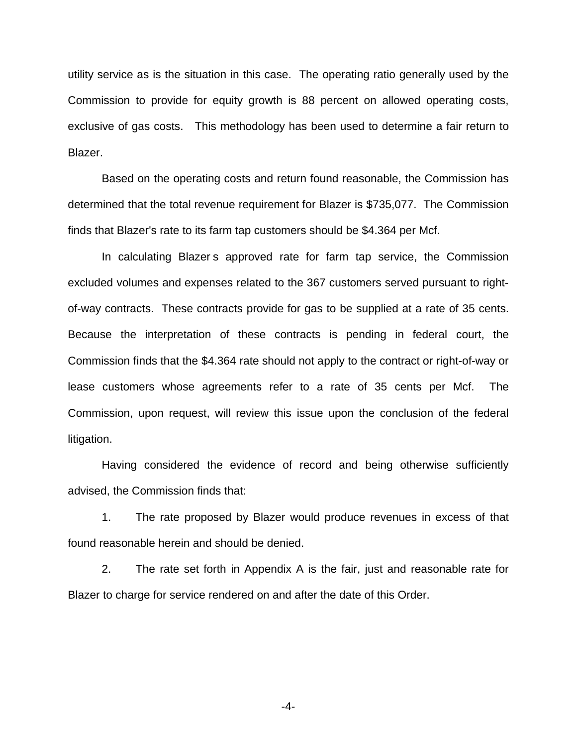utility service as is the situation in this case. The operating ratio generally used by the Commission to provide for equity growth is 88 percent on allowed operating costs, exclusive of gas costs. This methodology has been used to determine a fair return to Blazer.

Based on the operating costs and return found reasonable, the Commission has determined that the total revenue requirement for Blazer is $735,077. The Commission finds that Blazer's rate to its farm tap customers should be $4.364 per Mcf.

In calculating Blazer s approved rate for farm tap service, the Commission excluded volumes and expenses related to the 367 customers served pursuant to right-of-way contracts. These contracts provide for gas to be supplied at a rate of 35 cents. Because the interpretation of these contracts is pending in federal court, the Commission finds that the $4.364 rate should not apply to the contract or right-of-way or lease customers whose agreements refer to a rate of 35 cents per Mcf. The Commission, upon request, will review this issue upon the conclusion of the federal litigation.

Having considered the evidence of record and being otherwise sufficiently advised, the Commission finds that:

1. The rate proposed by Blazer would produce revenues in excess of that found reasonable herein and should be denied.

2. The rate set forth in Appendix A is the fair, just and reasonable rate for Blazer to charge for service rendered on and after the date of this Order.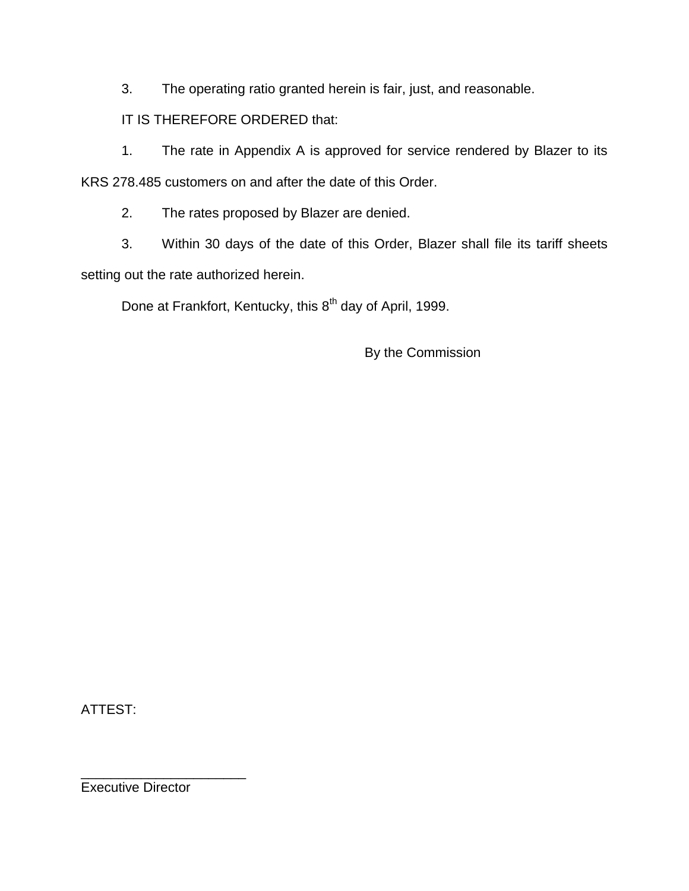3. The operating ratio granted herein is fair, just, and reasonable.

IT IS THEREFORE ORDERED that:

1. The rate in Appendix A is approved for service rendered by Blazer to its KRS 278.485 customers on and after the date of this Order.

2. The rates proposed by Blazer are denied.

3. Within 30 days of the date of this Order, Blazer shall file its tariff sheets setting out the rate authorized herein.

Done at Frankfort, Kentucky, this 8th day of April, 1999.

By the Commission

ATTEST:

______________________

Executive Director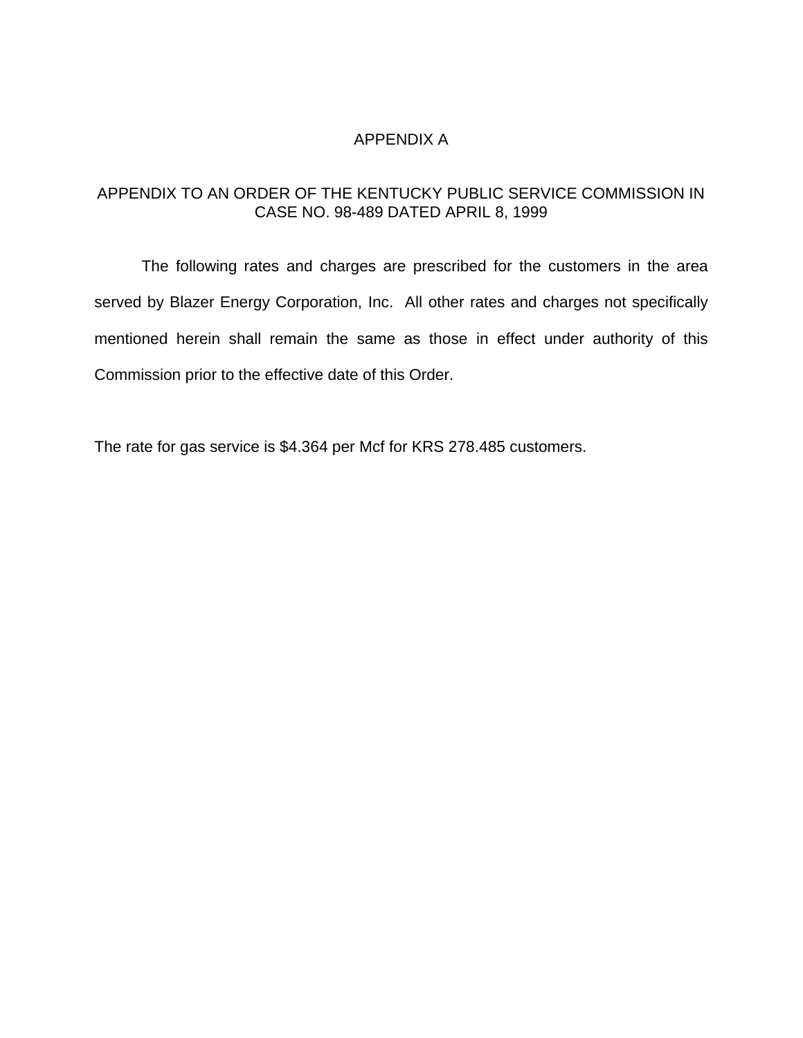# APPENDIX A

## APPENDIX TO AN ORDER OF THE KENTUCKY PUBLIC SERVICE COMMISSION IN CASE NO. 98-489 DATED APRIL 8, 1999

The following rates and charges are prescribed for the customers in the area served by Blazer Energy Corporation, Inc. All other rates and charges not specifically mentioned herein shall remain the same as those in effect under authority of this Commission prior to the effective date of this Order.

The rate for gas service is $4.364 per Mcf for KRS 278.485 customers.